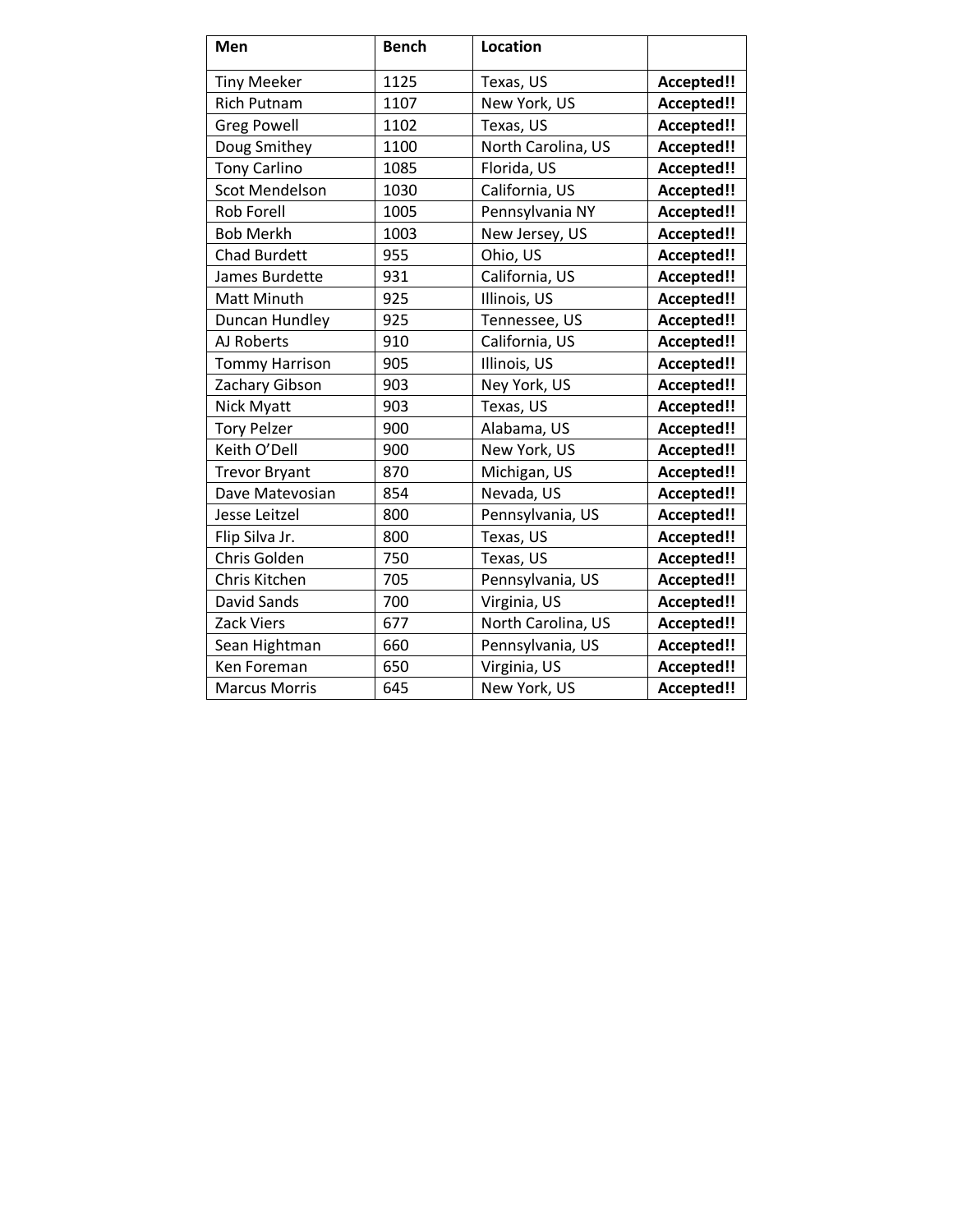| Men | Bench | Location | |
|---|---|---|---|
| Tiny Meeker | 1125 | Texas, US | **Accepted!!** |
| Rich Putnam | 1107 | New York, US | **Accepted!!** |
| Greg Powell | 1102 | Texas, US | **Accepted!!** |
| Doug Smithey | 1100 | North Carolina, US | **Accepted!!** |
| Tony Carlino | 1085 | Florida, US | **Accepted!!** |
| Scot Mendelson | 1030 | California, US | **Accepted!!** |
| Rob Forell | 1005 | Pennsylvania NY | **Accepted!!** |
| Bob Merkh | 1003 | New Jersey, US | **Accepted!!** |
| Chad Burdett | 955 | Ohio, US | **Accepted!!** |
| James Burdette | 931 | California, US | **Accepted!!** |
| Matt Minuth | 925 | Illinois, US | **Accepted!!** |
| Duncan Hundley | 925 | Tennessee, US | **Accepted!!** |
| AJ Roberts | 910 | California, US | **Accepted!!** |
| Tommy Harrison | 905 | Illinois, US | **Accepted!!** |
| Zachary Gibson | 903 | Ney York, US | **Accepted!!** |
| Nick Myatt | 903 | Texas, US | **Accepted!!** |
| Tory Pelzer | 900 | Alabama, US | **Accepted!!** |
| Keith O'Dell | 900 | New York, US | **Accepted!!** |
| Trevor Bryant | 870 | Michigan, US | **Accepted!!** |
| Dave Matevosian | 854 | Nevada, US | **Accepted!!** |
| Jesse Leitzel | 800 | Pennsylvania, US | **Accepted!!** |
| Flip Silva Jr. | 800 | Texas, US | **Accepted!!** |
| Chris Golden | 750 | Texas, US | **Accepted!!** |
| Chris Kitchen | 705 | Pennsylvania, US | **Accepted!!** |
| David Sands | 700 | Virginia, US | **Accepted!!** |
| Zack Viers | 677 | North Carolina, US | **Accepted!!** |
| Sean Hightman | 660 | Pennsylvania, US | **Accepted!!** |
| Ken Foreman | 650 | Virginia, US | **Accepted!!** |
| Marcus Morris | 645 | New York, US | **Accepted!!** |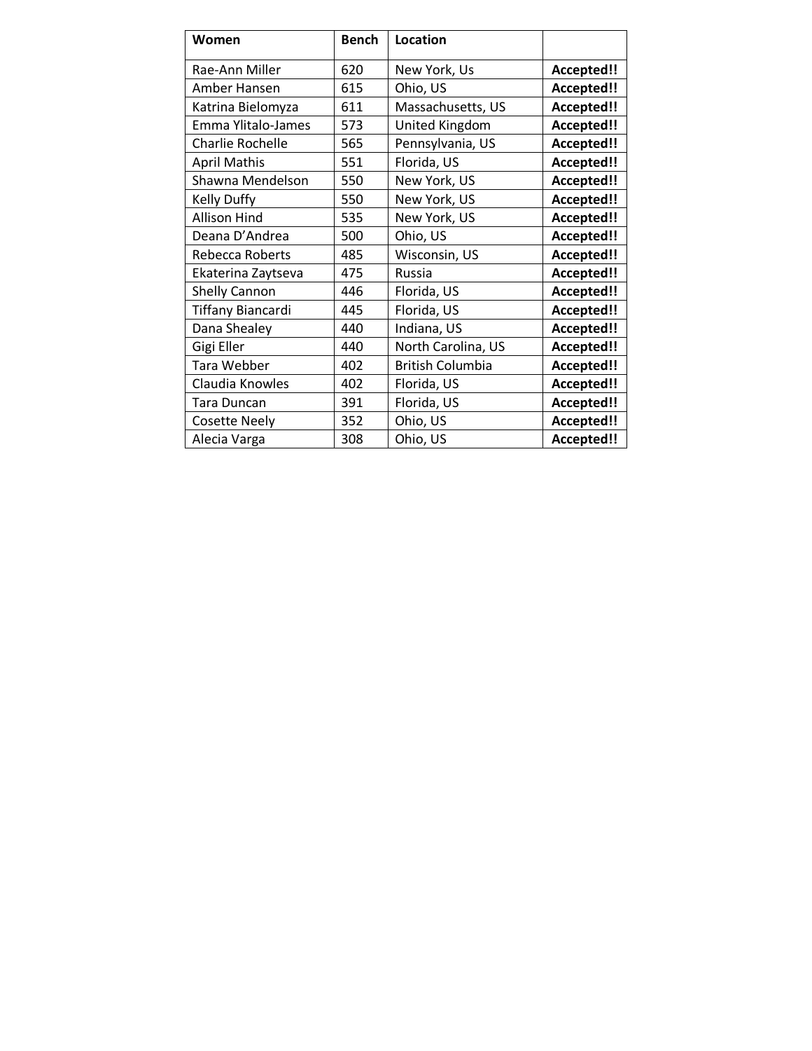| Women | Bench | Location | |
|---|---|---|---|
| Rae-Ann Miller | 620 | New York, Us | **Accepted!!** |
| Amber Hansen | 615 | Ohio, US | **Accepted!!** |
| Katrina Bielomyza | 611 | Massachusetts, US | **Accepted!!** |
| Emma Ylitalo-James | 573 | United Kingdom | **Accepted!!** |
| Charlie Rochelle | 565 | Pennsylvania, US | **Accepted!!** |
| April Mathis | 551 | Florida, US | **Accepted!!** |
| Shawna Mendelson | 550 | New York, US | **Accepted!!** |
| Kelly Duffy | 550 | New York, US | **Accepted!!** |
| Allison Hind | 535 | New York, US | **Accepted!!** |
| Deana D'Andrea | 500 | Ohio, US | **Accepted!!** |
| Rebecca Roberts | 485 | Wisconsin, US | **Accepted!!** |
| Ekaterina Zaytseva | 475 | Russia | **Accepted!!** |
| Shelly Cannon | 446 | Florida, US | **Accepted!!** |
| Tiffany Biancardi | 445 | Florida, US | **Accepted!!** |
| Dana Shealey | 440 | Indiana, US | **Accepted!!** |
| Gigi Eller | 440 | North Carolina, US | **Accepted!!** |
| Tara Webber | 402 | British Columbia | **Accepted!!** |
| Claudia Knowles | 402 | Florida, US | **Accepted!!** |
| Tara Duncan | 391 | Florida, US | **Accepted!!** |
| Cosette Neely | 352 | Ohio, US | **Accepted!!** |
| Alecia Varga | 308 | Ohio, US | **Accepted!!** |